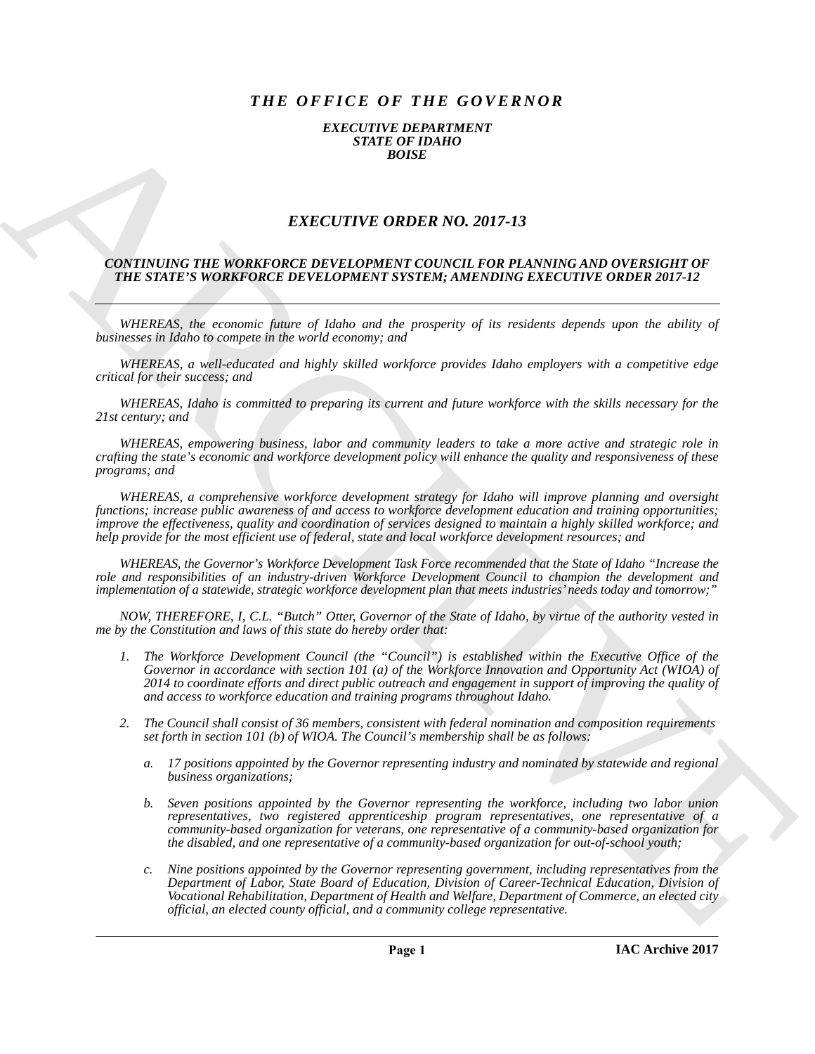# *THE OFFICE OF THE GOVERNOR*

***EXECUTIVE DEPARTMENT***
***STATE OF IDAHO***
***BOISE***

## *EXECUTIVE ORDER NO. 2017-13*

### *CONTINUING THE WORKFORCE DEVELOPMENT COUNCIL FOR PLANNING AND OVERSIGHT OF THE STATE'S WORKFORCE DEVELOPMENT SYSTEM; AMENDING EXECUTIVE ORDER 2017-12*

---

*WHEREAS, the economic future of Idaho and the prosperity of its residents depends upon the ability of businesses in Idaho to compete in the world economy; and*

*WHEREAS, a well-educated and highly skilled workforce provides Idaho employers with a competitive edge critical for their success; and*

*WHEREAS, Idaho is committed to preparing its current and future workforce with the skills necessary for the 21st century; and*

*WHEREAS, empowering business, labor and community leaders to take a more active and strategic role in crafting the state's economic and workforce development policy will enhance the quality and responsiveness of these programs; and*

*WHEREAS, a comprehensive workforce development strategy for Idaho will improve planning and oversight functions; increase public awareness of and access to workforce development education and training opportunities; improve the effectiveness, quality and coordination of services designed to maintain a highly skilled workforce; and help provide for the most efficient use of federal, state and local workforce development resources; and*

*WHEREAS, the Governor's Workforce Development Task Force recommended that the State of Idaho "Increase the role and responsibilities of an industry-driven Workforce Development Council to champion the development and implementation of a statewide, strategic workforce development plan that meets industries' needs today and tomorrow;"*

*NOW, THEREFORE, I, C.L. "Butch" Otter, Governor of the State of Idaho, by virtue of the authority vested in me by the Constitution and laws of this state do hereby order that:*

1. *The Workforce Development Council (the "Council") is established within the Executive Office of the Governor in accordance with section 101 (a) of the Workforce Innovation and Opportunity Act (WIOA) of 2014 to coordinate efforts and direct public outreach and engagement in support of improving the quality of and access to workforce education and training programs throughout Idaho.*

2. *The Council shall consist of 36 members, consistent with federal nomination and composition requirements set forth in section 101 (b) of WIOA. The Council's membership shall be as follows:*

   a. *17 positions appointed by the Governor representing industry and nominated by statewide and regional business organizations;*

   b. *Seven positions appointed by the Governor representing the workforce, including two labor union representatives, two registered apprenticeship program representatives, one representative of a community-based organization for veterans, one representative of a community-based organization for the disabled, and one representative of a community-based organization for out-of-school youth;*

   c. *Nine positions appointed by the Governor representing government, including representatives from the Department of Labor, State Board of Education, Division of Career-Technical Education, Division of Vocational Rehabilitation, Department of Health and Welfare, Department of Commerce, an elected city official, an elected county official, and a community college representative.*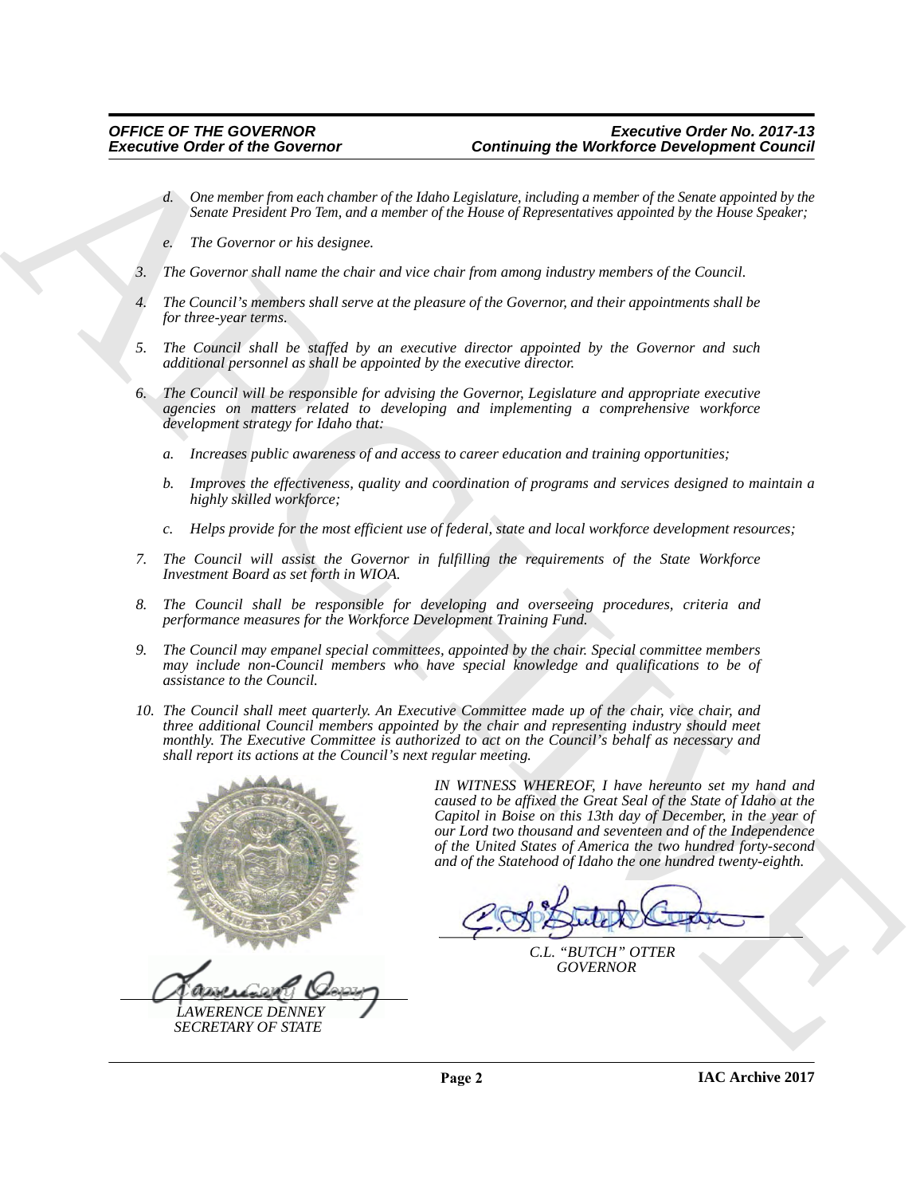*d. One member from each chamber of the Idaho Legislature, including a member of the Senate appointed by the Senate President Pro Tem, and a member of the House of Representatives appointed by the House Speaker;*

*e. The Governor or his designee.*

*3. The Governor shall name the chair and vice chair from among industry members of the Council.*

*4. The Council's members shall serve at the pleasure of the Governor, and their appointments shall be for three-year terms.*

*5. The Council shall be staffed by an executive director appointed by the Governor and such additional personnel as shall be appointed by the executive director.*

*6. The Council will be responsible for advising the Governor, Legislature and appropriate executive agencies on matters related to developing and implementing a comprehensive workforce development strategy for Idaho that:*

*a. Increases public awareness of and access to career education and training opportunities;*

*b. Improves the effectiveness, quality and coordination of programs and services designed to maintain a highly skilled workforce;*

*c. Helps provide for the most efficient use of federal, state and local workforce development resources;*

*7. The Council will assist the Governor in fulfilling the requirements of the State Workforce Investment Board as set forth in WIOA.*

*8. The Council shall be responsible for developing and overseeing procedures, criteria and performance measures for the Workforce Development Training Fund.*

*9. The Council may empanel special committees, appointed by the chair. Special committee members may include non-Council members who have special knowledge and qualifications to be of assistance to the Council.*

*10. The Council shall meet quarterly. An Executive Committee made up of the chair, vice chair, and three additional Council members appointed by the chair and representing industry should meet monthly. The Executive Committee is authorized to act on the Council's behalf as necessary and shall report its actions at the Council's next regular meeting.*

*IN WITNESS WHEREOF, I have hereunto set my hand and caused to be affixed the Great Seal of the State of Idaho at the Capitol in Boise on this 13th day of December, in the year of our Lord two thousand and seventeen and of the Independence of the United States of America the two hundred forty-second and of the Statehood of Idaho the one hundred twenty-eighth.*

*C.L. "BUTCH" OTTER*
*GOVERNOR*

*LAWERENCE DENNEY*
*SECRETARY OF STATE*